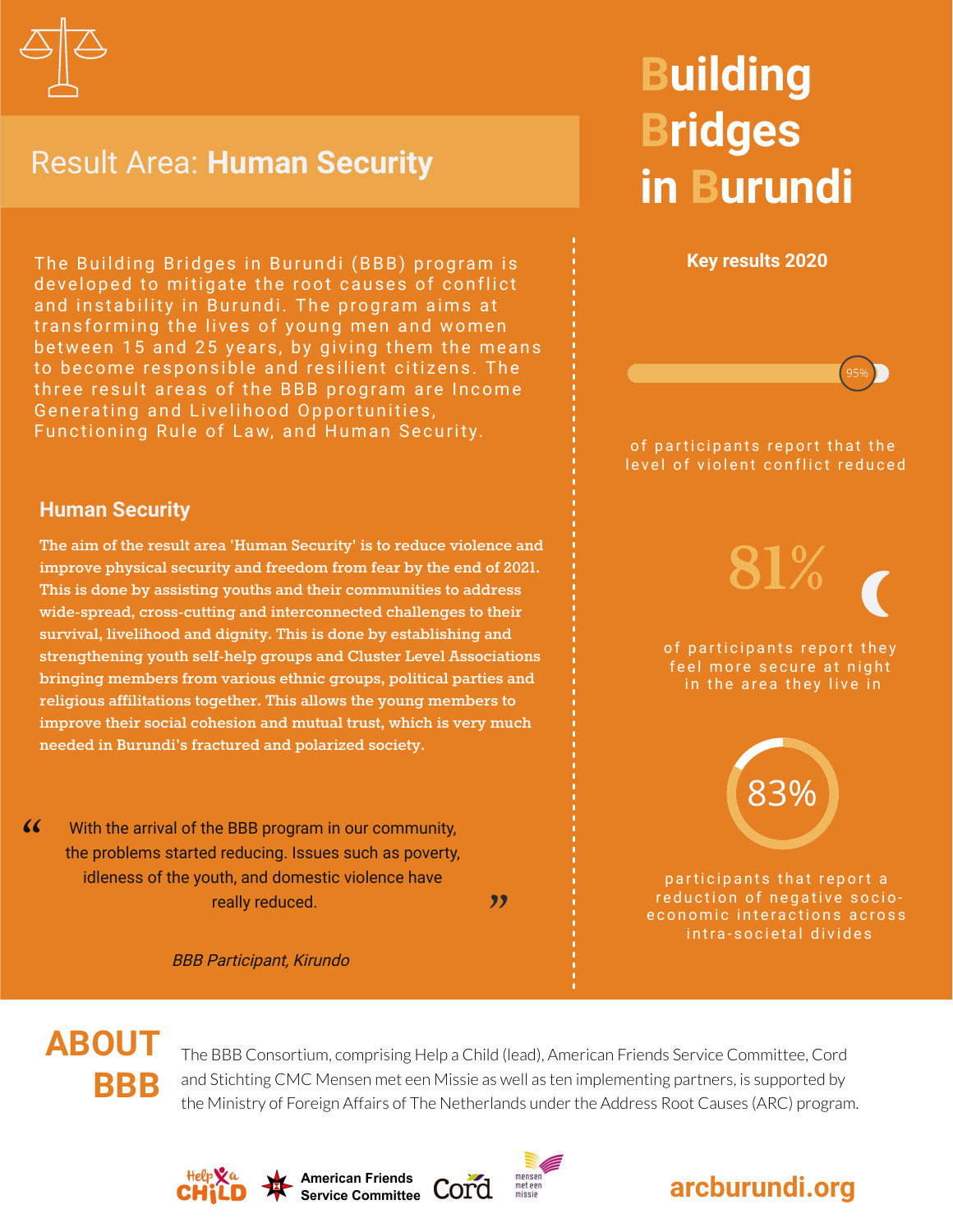# Building Bridges in Burundi

## Result Area: **Human Security**

The Building Bridges in Burundi (BBB) program is developed to mitigate the root causes of conflict and instability in Burundi. The program aims at transforming the lives of young men and women between 15 and 25 years, by giving them the means to become responsible and resilient citizens. The three result areas of the BBB program are Income Generating and Livelihood Opportunities, Functioning Rule of Law, and Human Security.

### Human Security

The aim of the result area 'Human Security' is to reduce violence and improve physical security and freedom from fear by the end of 2021. This is done by assisting youths and their communities to address wide-spread, cross-cutting and interconnected challenges to their survival, livelihood and dignity. This is done by establishing and strengthening youth self-help groups and Cluster Level Associations bringing members from various ethnic groups, political parties and religious affilitations together. This allows the young members to improve their social cohesion and mutual trust, which is very much needed in Burundi's fractured and polarized society.

> "With the arrival of the BBB program in our community, the problems started reducing. Issues such as poverty, idleness of the youth, and domestic violence have really reduced."
>
> *BBB Participant, Kirundo*

### Key results 2020

**95%** of participants report that the level of violent conflict reduced

**81%** of participants report they feel more secure at night in the area they live in

**83%** participants that report a reduction of negative socio-economic interactions across intra-societal divides

## ABOUT BBB

The BBB Consortium, comprising Help a Child (lead), American Friends Service Committee, Cord and Stichting CMC Mensen met een Missie as well as ten implementing partners, is supported by the Ministry of Foreign Affairs of The Netherlands under the Address Root Causes (ARC) program.

Help a Child | American Friends Service Committee | Cord | mensen met een missie

arcburundi.org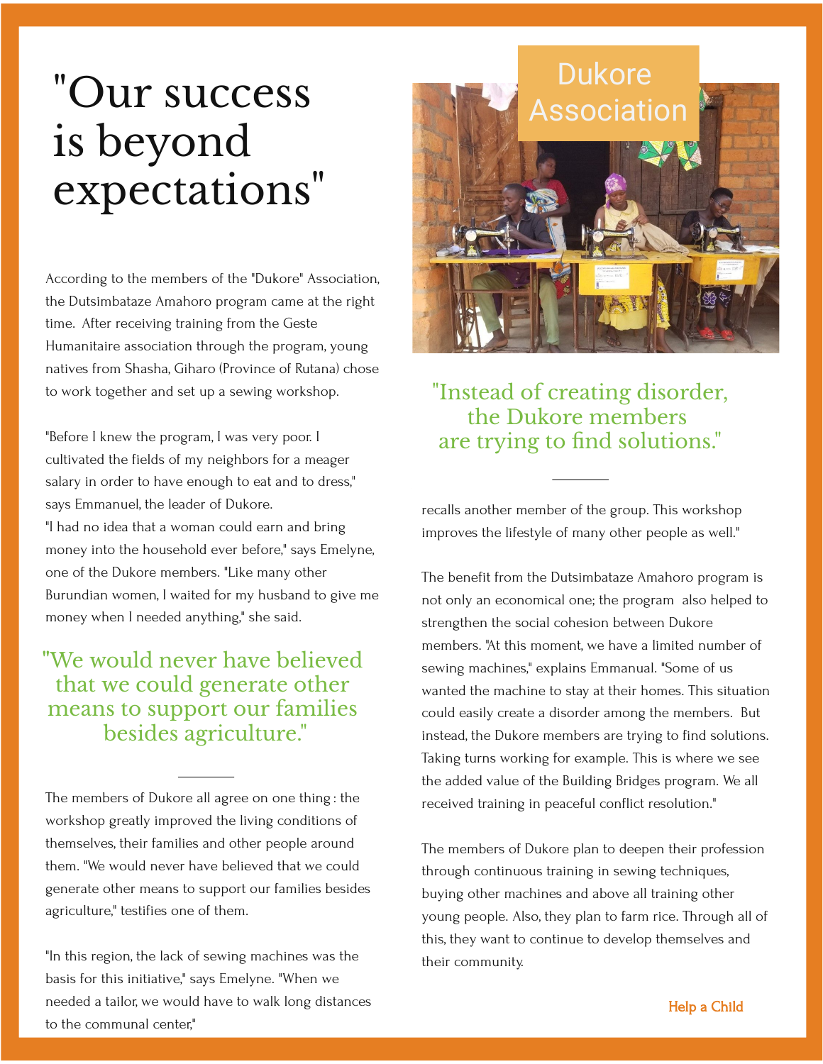# "Our success is beyond expectations"

## Dukore Association

According to the members of the "Dukore" Association, the Dutsimbataze Amahoro program came at the right time. After receiving training from the Geste Humanitaire association through the program, young natives from Shasha, Giharo (Province of Rutana) chose to work together and set up a sewing workshop.

"Before I knew the program, I was very poor. I cultivated the fields of my neighbors for a meager salary in order to have enough to eat and to dress," says Emmanuel, the leader of Dukore.

"I had no idea that a woman could earn and bring money into the household ever before," says Emelyne, one of the Dukore members. "Like many other Burundian women, I waited for my husband to give me money when I needed anything," she said.

> "We would never have believed that we could generate other means to support our families besides agriculture."

The members of Dukore all agree on one thing : the workshop greatly improved the living conditions of themselves, their families and other people around them. "We would never have believed that we could generate other means to support our families besides agriculture," testifies one of them.

"In this region, the lack of sewing machines was the basis for this initiative," says Emelyne. "When we needed a tailor, we would have to walk long distances to the communal center," recalls another member of the group. This workshop improves the lifestyle of many other people as well."

> "Instead of creating disorder, the Dukore members are trying to find solutions."

The benefit from the Dutsimbataze Amahoro program is not only an economical one; the program also helped to strengthen the social cohesion between Dukore members. "At this moment, we have a limited number of sewing machines," explains Emmanual. "Some of us wanted the machine to stay at their homes. This situation could easily create a disorder among the members. But instead, the Dukore members are trying to find solutions. Taking turns working for example. This is where we see the added value of the Building Bridges program. We all received training in peaceful conflict resolution."

The members of Dukore plan to deepen their profession through continuous training in sewing techniques, buying other machines and above all training other young people. Also, they plan to farm rice. Through all of this, they want to continue to develop themselves and their community.

Help a Child